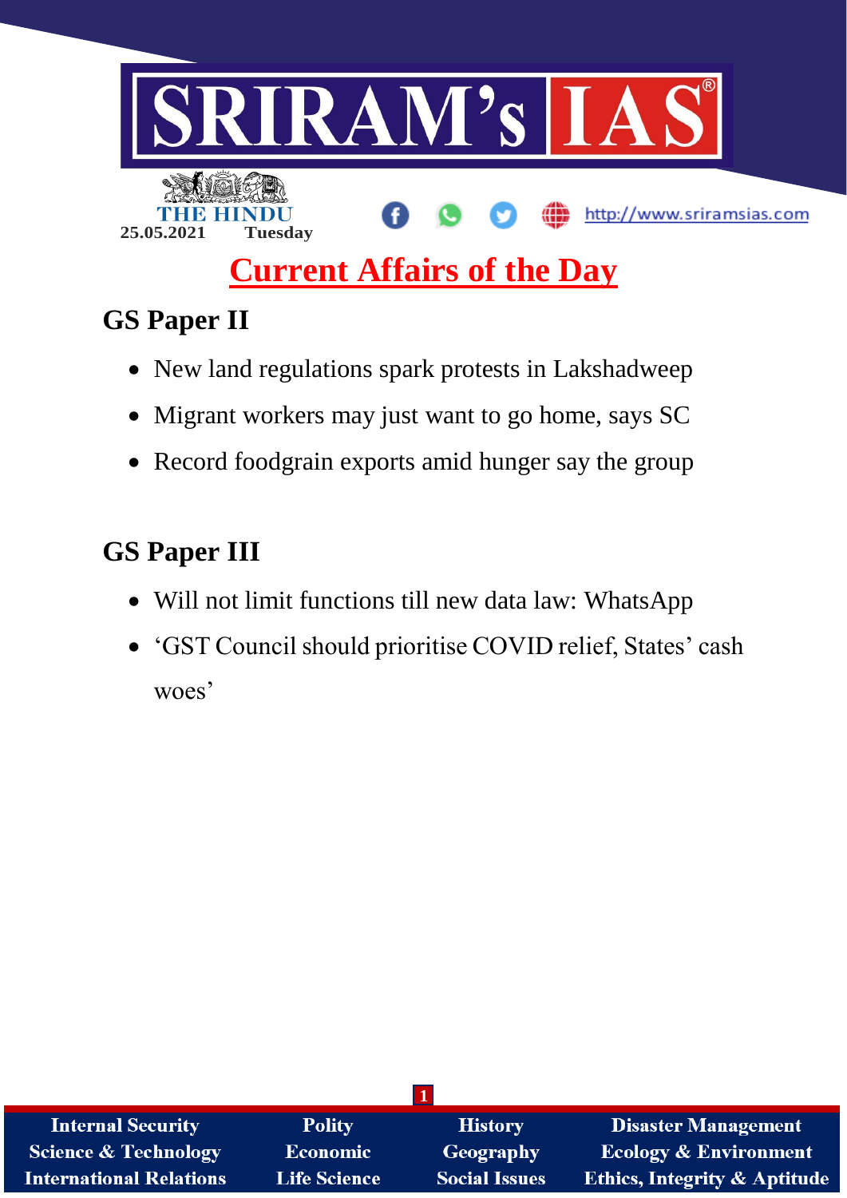SRIRAM's IAS

THE HINDU
25.05.2021 Tuesday

http://www.sriramsias.com

# Current Affairs of the Day

## GS Paper II

- New land regulations spark protests in Lakshadweep
- Migrant workers may just want to go home, says SC
- Record foodgrain exports amid hunger say the group

## GS Paper III

- Will not limit functions till new data law: WhatsApp
- 'GST Council should prioritise COVID relief, States' cash woes'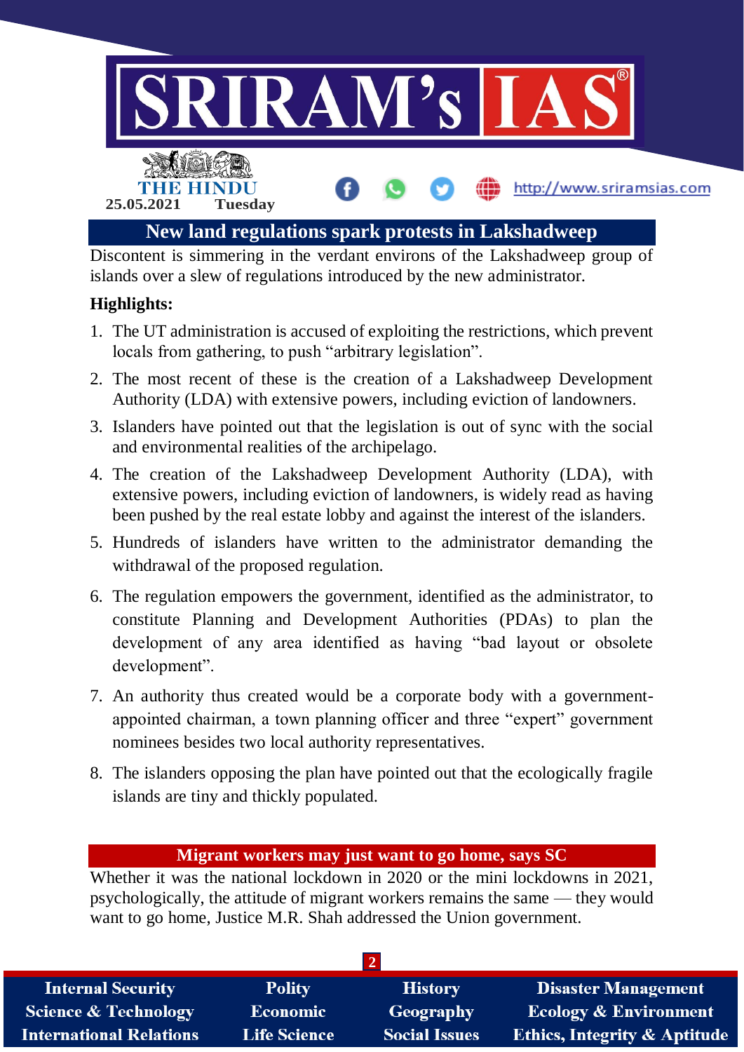## New land regulations spark protests in Lakshadweep

Discontent is simmering in the verdant environs of the Lakshadweep group of islands over a slew of regulations introduced by the new administrator.

**Highlights:**

1. The UT administration is accused of exploiting the restrictions, which prevent locals from gathering, to push "arbitrary legislation".
2. The most recent of these is the creation of a Lakshadweep Development Authority (LDA) with extensive powers, including eviction of landowners.
3. Islanders have pointed out that the legislation is out of sync with the social and environmental realities of the archipelago.
4. The creation of the Lakshadweep Development Authority (LDA), with extensive powers, including eviction of landowners, is widely read as having been pushed by the real estate lobby and against the interest of the islanders.
5. Hundreds of islanders have written to the administrator demanding the withdrawal of the proposed regulation.
6. The regulation empowers the government, identified as the administrator, to constitute Planning and Development Authorities (PDAs) to plan the development of any area identified as having "bad layout or obsolete development".
7. An authority thus created would be a corporate body with a government-appointed chairman, a town planning officer and three "expert" government nominees besides two local authority representatives.
8. The islanders opposing the plan have pointed out that the ecologically fragile islands are tiny and thickly populated.

## Migrant workers may just want to go home, says SC

Whether it was the national lockdown in 2020 or the mini lockdowns in 2021, psychologically, the attitude of migrant workers remains the same — they would want to go home, Justice M.R. Shah addressed the Union government.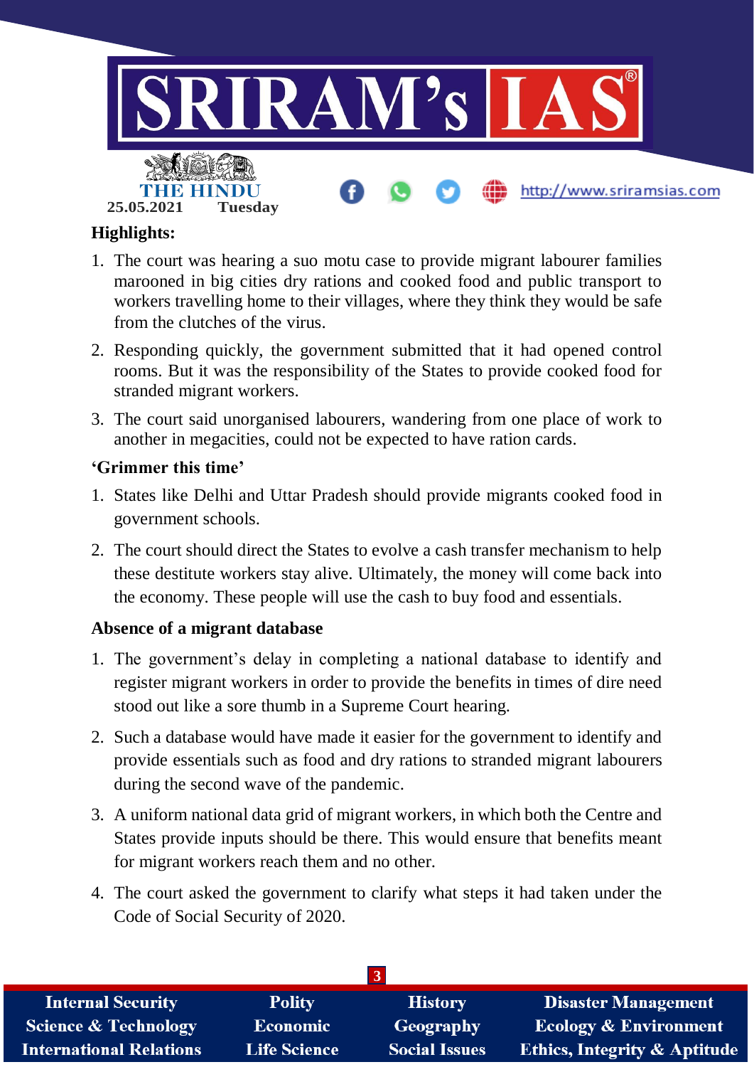### Highlights:

1. The court was hearing a suo motu case to provide migrant labourer families marooned in big cities dry rations and cooked food and public transport to workers travelling home to their villages, where they think they would be safe from the clutches of the virus.
2. Responding quickly, the government submitted that it had opened control rooms. But it was the responsibility of the States to provide cooked food for stranded migrant workers.
3. The court said unorganised labourers, wandering from one place of work to another in megacities, could not be expected to have ration cards.

### 'Grimmer this time'

1. States like Delhi and Uttar Pradesh should provide migrants cooked food in government schools.
2. The court should direct the States to evolve a cash transfer mechanism to help these destitute workers stay alive. Ultimately, the money will come back into the economy. These people will use the cash to buy food and essentials.

### Absence of a migrant database

1. The government's delay in completing a national database to identify and register migrant workers in order to provide the benefits in times of dire need stood out like a sore thumb in a Supreme Court hearing.
2. Such a database would have made it easier for the government to identify and provide essentials such as food and dry rations to stranded migrant labourers during the second wave of the pandemic.
3. A uniform national data grid of migrant workers, in which both the Centre and States provide inputs should be there. This would ensure that benefits meant for migrant workers reach them and no other.
4. The court asked the government to clarify what steps it had taken under the Code of Social Security of 2020.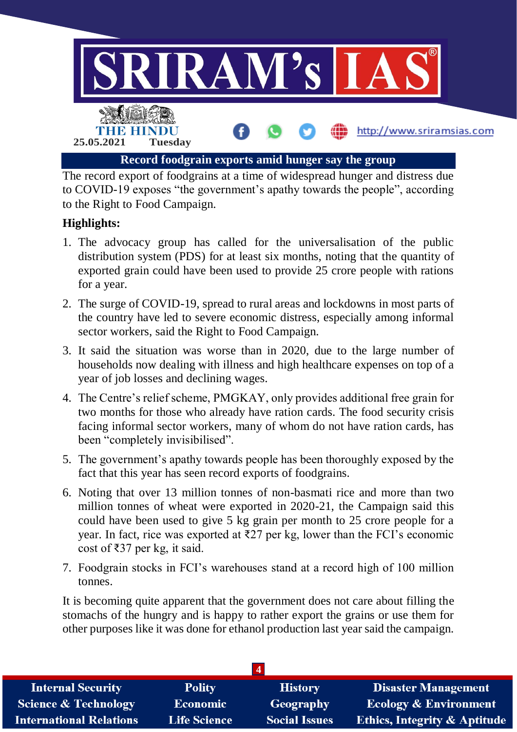## Record foodgrain exports amid hunger say the group

The record export of foodgrains at a time of widespread hunger and distress due to COVID-19 exposes "the government's apathy towards the people", according to the Right to Food Campaign.

**Highlights:**

1. The advocacy group has called for the universalisation of the public distribution system (PDS) for at least six months, noting that the quantity of exported grain could have been used to provide 25 crore people with rations for a year.
2. The surge of COVID-19, spread to rural areas and lockdowns in most parts of the country have led to severe economic distress, especially among informal sector workers, said the Right to Food Campaign.
3. It said the situation was worse than in 2020, due to the large number of households now dealing with illness and high healthcare expenses on top of a year of job losses and declining wages.
4. The Centre's relief scheme, PMGKAY, only provides additional free grain for two months for those who already have ration cards. The food security crisis facing informal sector workers, many of whom do not have ration cards, has been "completely invisibilised".
5. The government's apathy towards people has been thoroughly exposed by the fact that this year has seen record exports of foodgrains.
6. Noting that over 13 million tonnes of non-basmati rice and more than two million tonnes of wheat were exported in 2020-21, the Campaign said this could have been used to give 5 kg grain per month to 25 crore people for a year. In fact, rice was exported at ₹27 per kg, lower than the FCI's economic cost of ₹37 per kg, it said.
7. Foodgrain stocks in FCI's warehouses stand at a record high of 100 million tonnes.

It is becoming quite apparent that the government does not care about filling the stomachs of the hungry and is happy to rather export the grains or use them for other purposes like it was done for ethanol production last year said the campaign.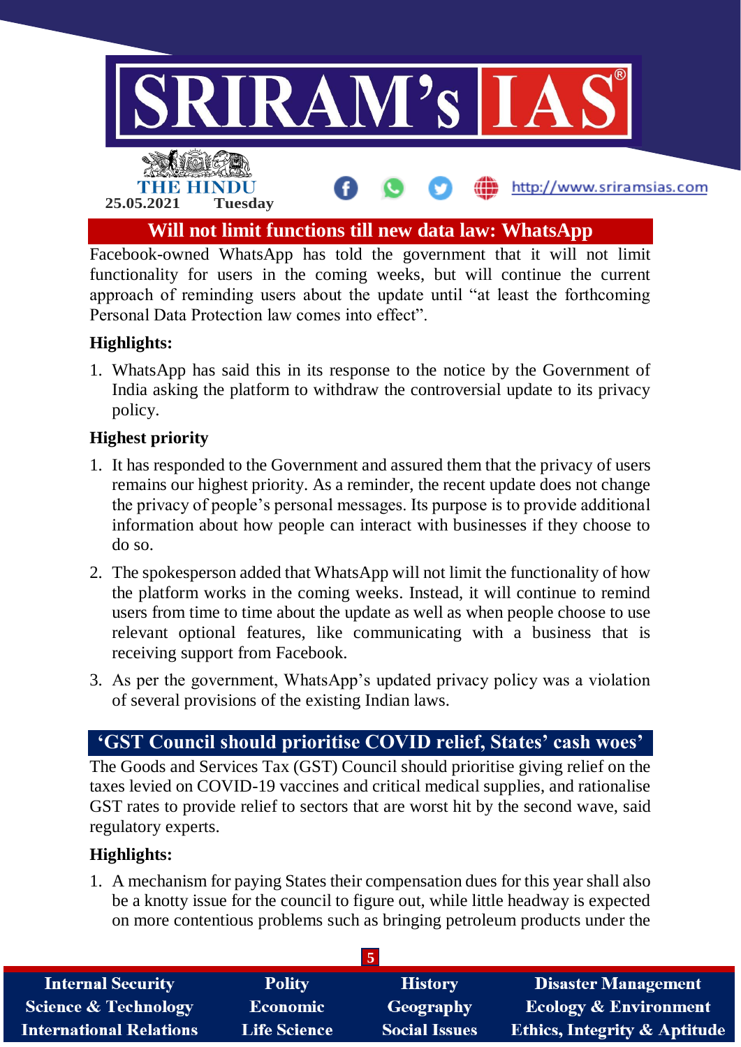## Will not limit functions till new data law: WhatsApp

Facebook-owned WhatsApp has told the government that it will not limit functionality for users in the coming weeks, but will continue the current approach of reminding users about the update until "at least the forthcoming Personal Data Protection law comes into effect".

### Highlights:

1. WhatsApp has said this in its response to the notice by the Government of India asking the platform to withdraw the controversial update to its privacy policy.

### Highest priority

1. It has responded to the Government and assured them that the privacy of users remains our highest priority. As a reminder, the recent update does not change the privacy of people's personal messages. Its purpose is to provide additional information about how people can interact with businesses if they choose to do so.
2. The spokesperson added that WhatsApp will not limit the functionality of how the platform works in the coming weeks. Instead, it will continue to remind users from time to time about the update as well as when people choose to use relevant optional features, like communicating with a business that is receiving support from Facebook.
3. As per the government, WhatsApp's updated privacy policy was a violation of several provisions of the existing Indian laws.

## 'GST Council should prioritise COVID relief, States' cash woes'

The Goods and Services Tax (GST) Council should prioritise giving relief on the taxes levied on COVID-19 vaccines and critical medical supplies, and rationalise GST rates to provide relief to sectors that are worst hit by the second wave, said regulatory experts.

### Highlights:

1. A mechanism for paying States their compensation dues for this year shall also be a knotty issue for the council to figure out, while little headway is expected on more contentious problems such as bringing petroleum products under the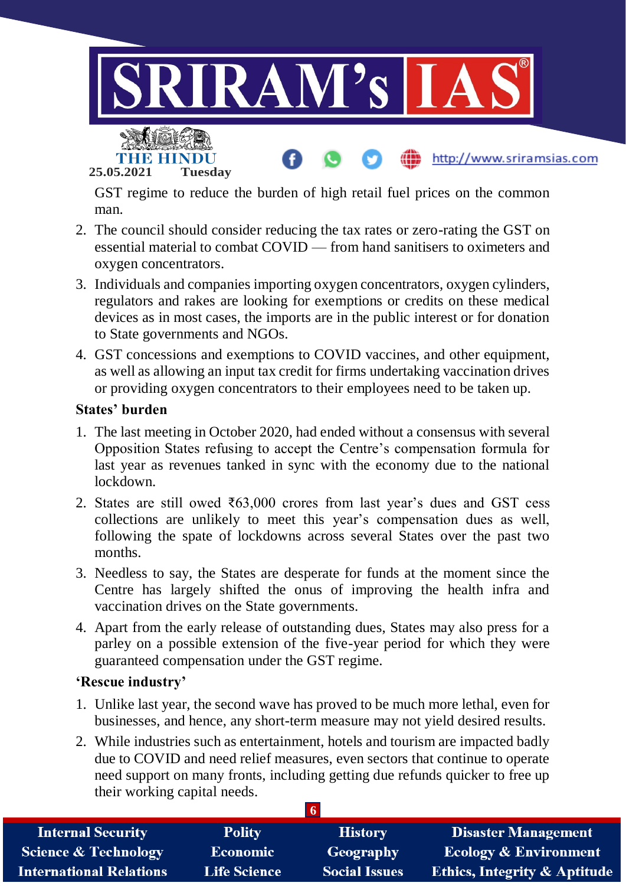GST regime to reduce the burden of high retail fuel prices on the common man.

2. The council should consider reducing the tax rates or zero-rating the GST on essential material to combat COVID — from hand sanitisers to oximeters and oxygen concentrators.
3. Individuals and companies importing oxygen concentrators, oxygen cylinders, regulators and rakes are looking for exemptions or credits on these medical devices as in most cases, the imports are in the public interest or for donation to State governments and NGOs.
4. GST concessions and exemptions to COVID vaccines, and other equipment, as well as allowing an input tax credit for firms undertaking vaccination drives or providing oxygen concentrators to their employees need to be taken up.

**States' burden**

1. The last meeting in October 2020, had ended without a consensus with several Opposition States refusing to accept the Centre's compensation formula for last year as revenues tanked in sync with the economy due to the national lockdown.
2. States are still owed ₹63,000 crores from last year's dues and GST cess collections are unlikely to meet this year's compensation dues as well, following the spate of lockdowns across several States over the past two months.
3. Needless to say, the States are desperate for funds at the moment since the Centre has largely shifted the onus of improving the health infra and vaccination drives on the State governments.
4. Apart from the early release of outstanding dues, States may also press for a parley on a possible extension of the five-year period for which they were guaranteed compensation under the GST regime.

**'Rescue industry'**

1. Unlike last year, the second wave has proved to be much more lethal, even for businesses, and hence, any short-term measure may not yield desired results.
2. While industries such as entertainment, hotels and tourism are impacted badly due to COVID and need relief measures, even sectors that continue to operate need support on many fronts, including getting due refunds quicker to free up their working capital needs.